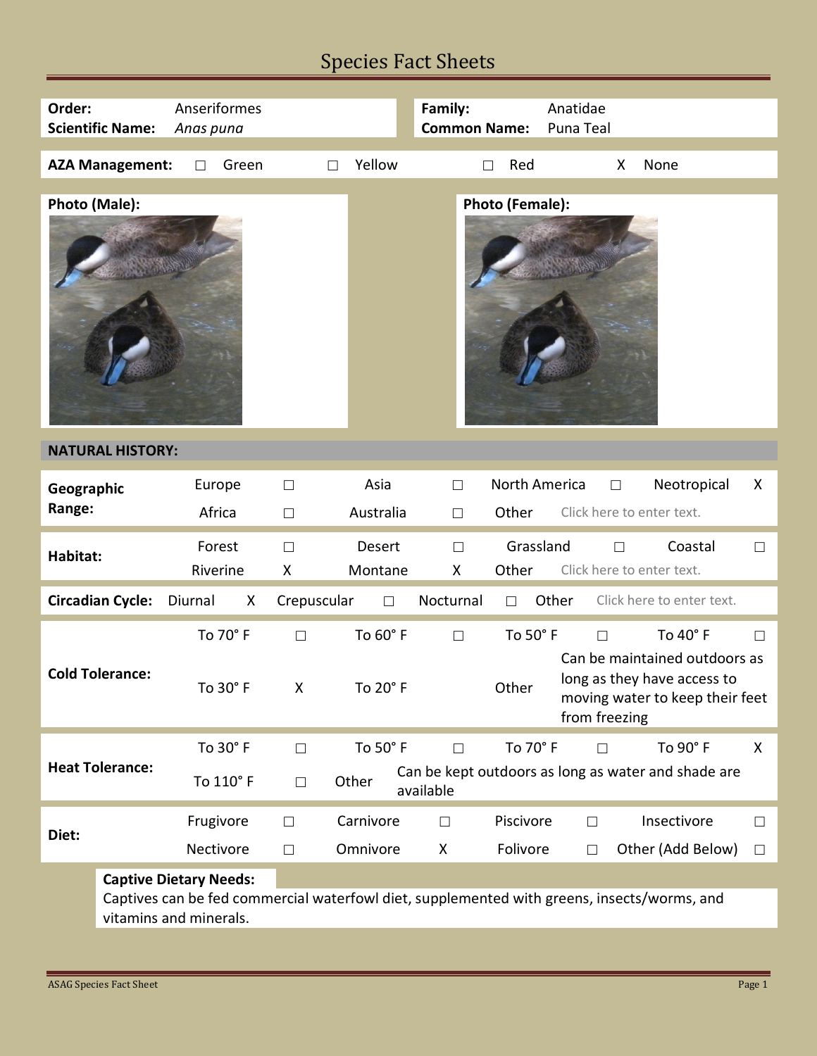# Species Fact Sheets

| | | | |
|---|---|---|---|
| **Order:** | Anseriformes | **Family:** | Anatidae |
| **Scientific Name:** | *Anas puna* | **Common Name:** | Puna Teal |

**AZA Management:** ☐ Green ☐ Yellow ☐ Red X None

**Photo (Male):**

**Photo (Female):**

## NATURAL HISTORY:

| | | | | | | | | |
|---|---|---|---|---|---|---|---|---|
| **Geographic Range:** | Europe | ☐ | Asia | ☐ | North America | ☐ | Neotropical | X |
| | Africa | ☐ | Australia | ☐ | Other | Click here to enter text. | | |

| | | | | | | | | |
|---|---|---|---|---|---|---|---|---|
| **Habitat:** | Forest | ☐ | Desert | ☐ | Grassland | ☐ | Coastal | ☐ |
| | Riverine | X | Montane | X | Other | Click here to enter text. | | |

| | | | | | | | | |
|---|---|---|---|---|---|---|---|---|
| **Circadian Cycle:** | Diurnal | X | Crepuscular | ☐ | Nocturnal | ☐ | Other | Click here to enter text. |

| | | | | | | | | |
|---|---|---|---|---|---|---|---|---|
| **Cold Tolerance:** | To 70° F | ☐ | To 60° F | ☐ | To 50° F | ☐ | To 40° F | ☐ |
| | To 30° F | X | To 20° F | | Other | Can be maintained outdoors as long as they have access to moving water to keep their feet from freezing | | |

| | | | | | | | | |
|---|---|---|---|---|---|---|---|---|
| **Heat Tolerance:** | To 30° F | ☐ | To 50° F | ☐ | To 70° F | ☐ | To 90° F | X |
| | To 110° F | ☐ | Other | Can be kept outdoors as long as water and shade are available | | | | |

| | | | | | | | | |
|---|---|---|---|---|---|---|---|---|
| **Diet:** | Frugivore | ☐ | Carnivore | ☐ | Piscivore | ☐ | Insectivore | ☐ |
| | Nectivore | ☐ | Omnivore | X | Folivore | ☐ | Other (Add Below) | ☐ |

**Captive Dietary Needs:**

Captives can be fed commercial waterfowl diet, supplemented with greens, insects/worms, and vitamins and minerals.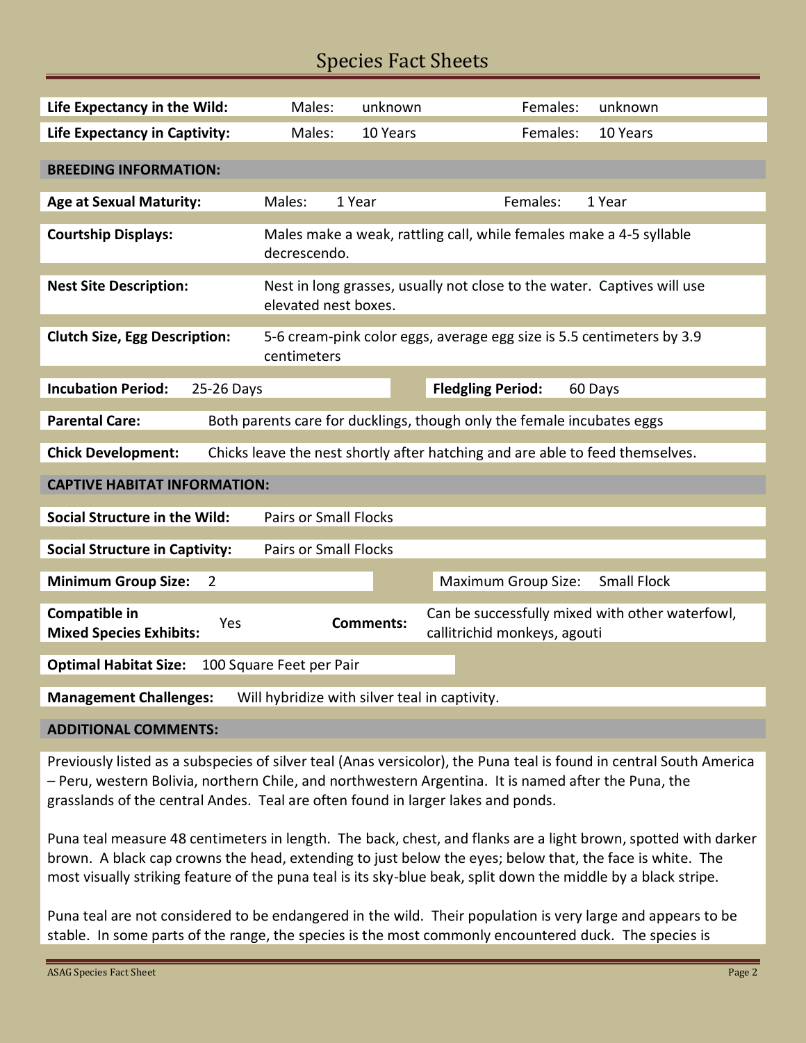# Species Fact Sheets

| | | | | |
|---|---|---|---|---|
| **Life Expectancy in the Wild:** | Males: | unknown | Females: | unknown |
| **Life Expectancy in Captivity:** | Males: | 10 Years | Females: | 10 Years |

## BREEDING INFORMATION:

| | | | | |
|---|---|---|---|---|
| **Age at Sexual Maturity:** | Males: | 1 Year | Females: | 1 Year |

**Courtship Displays:** Males make a weak, rattling call, while females make a 4-5 syllable decrescendo.

**Nest Site Description:** Nest in long grasses, usually not close to the water. Captives will use elevated nest boxes.

**Clutch Size, Egg Description:** 5-6 cream-pink color eggs, average egg size is 5.5 centimeters by 3.9 centimeters

**Incubation Period:** 25-26 Days

**Fledgling Period:** 60 Days

**Parental Care:** Both parents care for ducklings, though only the female incubates eggs

**Chick Development:** Chicks leave the nest shortly after hatching and are able to feed themselves.

## CAPTIVE HABITAT INFORMATION:

**Social Structure in the Wild:** Pairs or Small Flocks

**Social Structure in Captivity:** Pairs or Small Flocks

**Minimum Group Size:** 2

Maximum Group Size: Small Flock

**Compatible in Mixed Species Exhibits:** Yes

**Comments:** Can be successfully mixed with other waterfowl, callitrichid monkeys, agouti

**Optimal Habitat Size:** 100 Square Feet per Pair

**Management Challenges:** Will hybridize with silver teal in captivity.

## ADDITIONAL COMMENTS:

Previously listed as a subspecies of silver teal (Anas versicolor), the Puna teal is found in central South America – Peru, western Bolivia, northern Chile, and northwestern Argentina. It is named after the Puna, the grasslands of the central Andes. Teal are often found in larger lakes and ponds.

Puna teal measure 48 centimeters in length. The back, chest, and flanks are a light brown, spotted with darker brown. A black cap crowns the head, extending to just below the eyes; below that, the face is white. The most visually striking feature of the puna teal is its sky-blue beak, split down the middle by a black stripe.

Puna teal are not considered to be endangered in the wild. Their population is very large and appears to be stable. In some parts of the range, the species is the most commonly encountered duck. The species is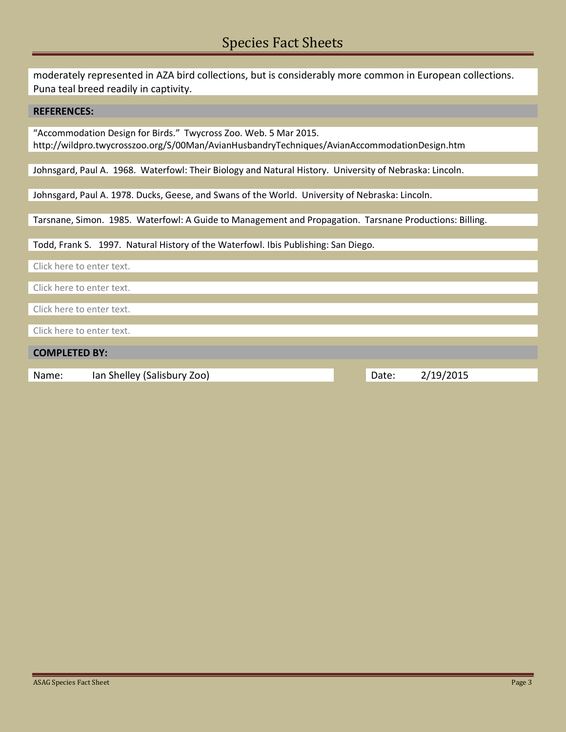moderately represented in AZA bird collections, but is considerably more common in European collections. Puna teal breed readily in captivity.

## REFERENCES:

"Accommodation Design for Birds." Twycross Zoo. Web. 5 Mar 2015. http://wildpro.twycrosszoo.org/S/00Man/AvianHusbandryTechniques/AvianAccommodationDesign.htm

Johnsgard, Paul A. 1968. Waterfowl: Their Biology and Natural History. University of Nebraska: Lincoln.

Johnsgard, Paul A. 1978. Ducks, Geese, and Swans of the World. University of Nebraska: Lincoln.

Tarsnane, Simon. 1985. Waterfowl: A Guide to Management and Propagation. Tarsnane Productions: Billing.

Todd, Frank S. 1997. Natural History of the Waterfowl. Ibis Publishing: San Diego.

Click here to enter text.

Click here to enter text.

Click here to enter text.

Click here to enter text.

## COMPLETED BY:

Name: Ian Shelley (Salisbury Zoo)

Date: 2/19/2015